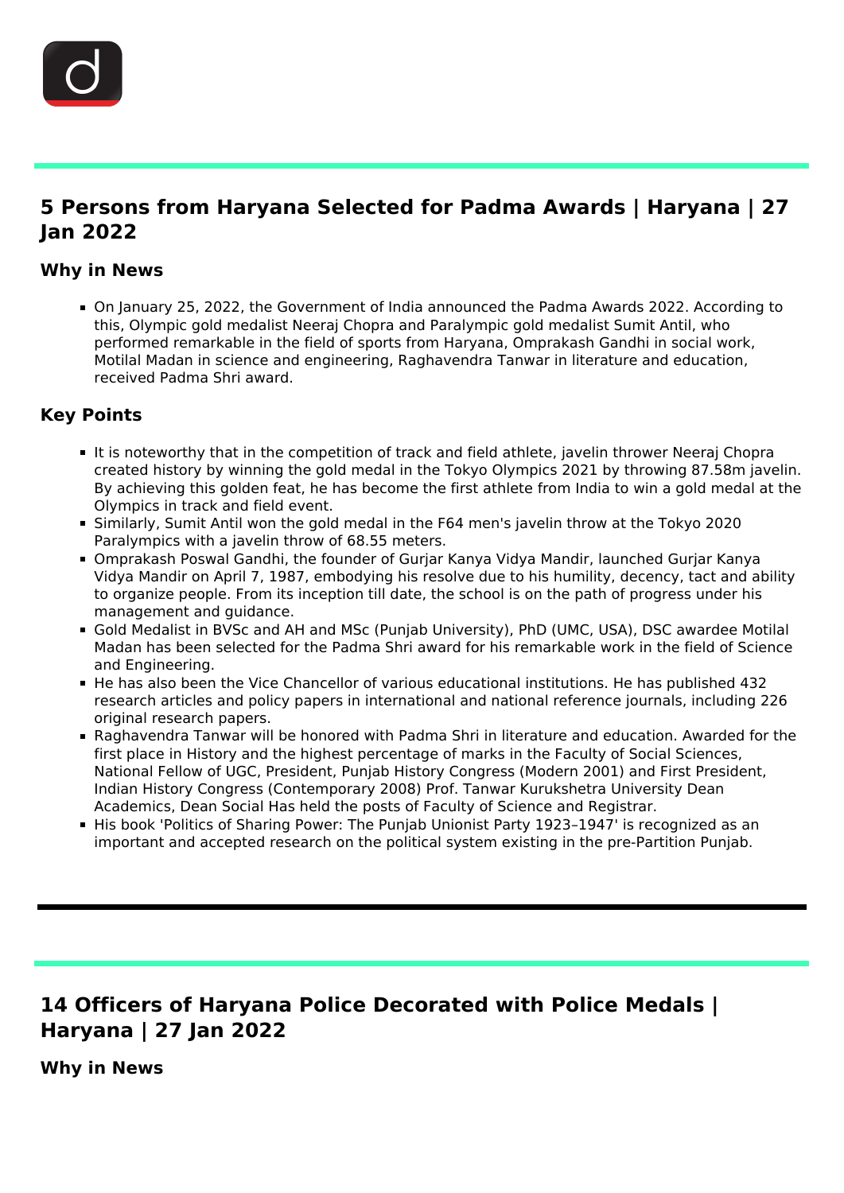## 5 Persons from Haryana Selected for Padma Awards | Haryana | 27 Jan 2022

### Why in News

- On January 25, 2022, the Government of India announced the Padma Awards 2022. According to this, Olympic gold medalist Neeraj Chopra and Paralympic gold medalist Sumit Antil, who performed remarkable in the field of sports from Haryana, Omprakash Gandhi in social work, Motilal Madan in science and engineering, Raghavendra Tanwar in literature and education, received Padma Shri award.

### Key Points

- It is noteworthy that in the competition of track and field athlete, javelin thrower Neeraj Chopra created history by winning the gold medal in the Tokyo Olympics 2021 by throwing 87.58m javelin. By achieving this golden feat, he has become the first athlete from India to win a gold medal at the Olympics in track and field event.
- Similarly, Sumit Antil won the gold medal in the F64 men's javelin throw at the Tokyo 2020 Paralympics with a javelin throw of 68.55 meters.
- Omprakash Poswal Gandhi, the founder of Gurjar Kanya Vidya Mandir, launched Gurjar Kanya Vidya Mandir on April 7, 1987, embodying his resolve due to his humility, decency, tact and ability to organize people. From its inception till date, the school is on the path of progress under his management and guidance.
- Gold Medalist in BVSc and AH and MSc (Punjab University), PhD (UMC, USA), DSC awardee Motilal Madan has been selected for the Padma Shri award for his remarkable work in the field of Science and Engineering.
- He has also been the Vice Chancellor of various educational institutions. He has published 432 research articles and policy papers in international and national reference journals, including 226 original research papers.
- Raghavendra Tanwar will be honored with Padma Shri in literature and education. Awarded for the first place in History and the highest percentage of marks in the Faculty of Social Sciences, National Fellow of UGC, President, Punjab History Congress (Modern 2001) and First President, Indian History Congress (Contemporary 2008) Prof. Tanwar Kurukshetra University Dean Academics, Dean Social Has held the posts of Faculty of Science and Registrar.
- His book 'Politics of Sharing Power: The Punjab Unionist Party 1923–1947' is recognized as an important and accepted research on the political system existing in the pre-Partition Punjab.

---

## 14 Officers of Haryana Police Decorated with Police Medals | Haryana | 27 Jan 2022

### Why in News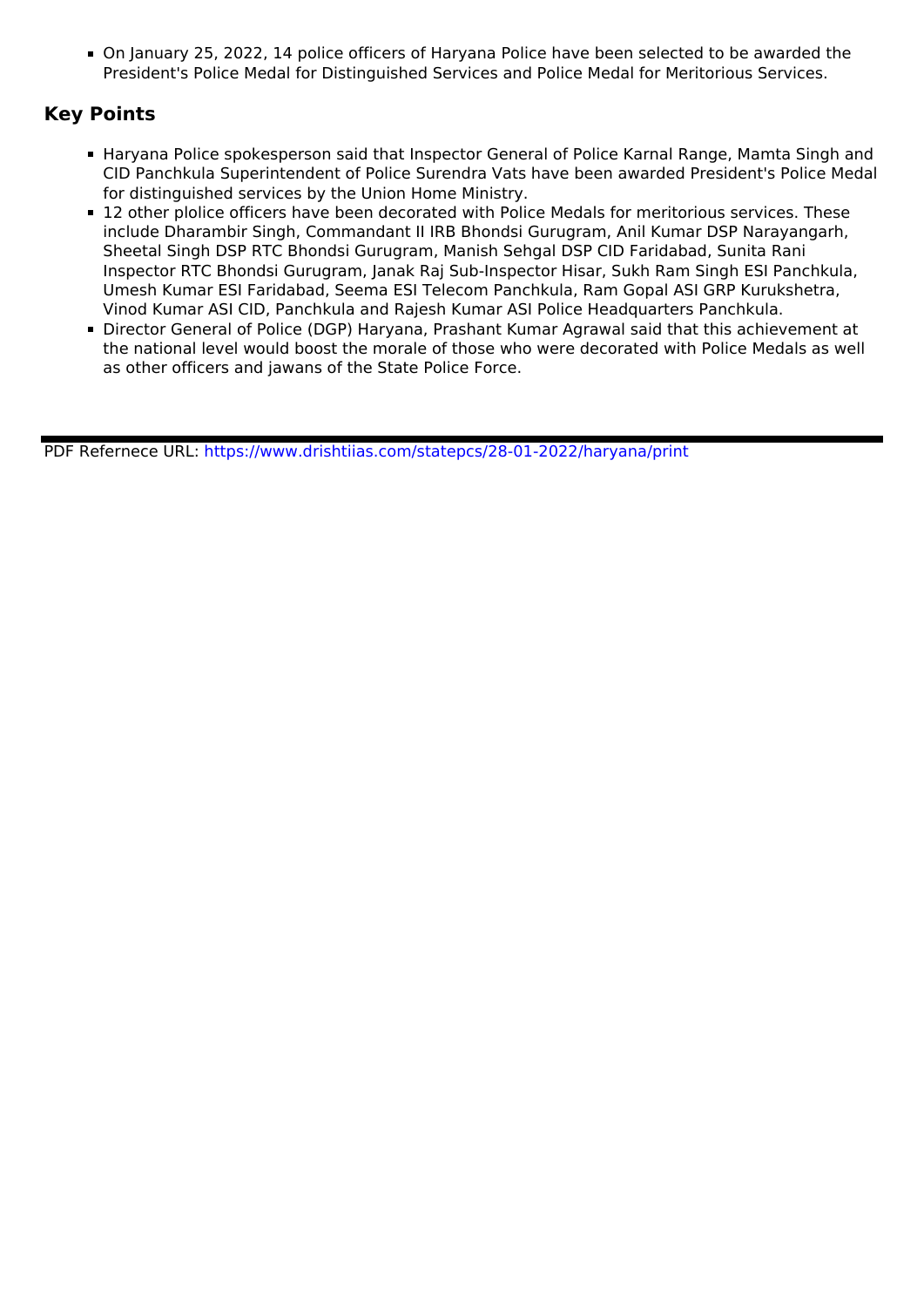- On January 25, 2022, 14 police officers of Haryana Police have been selected to be awarded the President's Police Medal for Distinguished Services and Police Medal for Meritorious Services.

## Key Points

- Haryana Police spokesperson said that Inspector General of Police Karnal Range, Mamta Singh and CID Panchkula Superintendent of Police Surendra Vats have been awarded President's Police Medal for distinguished services by the Union Home Ministry.
- 12 other plolice officers have been decorated with Police Medals for meritorious services. These include Dharambir Singh, Commandant II IRB Bhondsi Gurugram, Anil Kumar DSP Narayangarh, Sheetal Singh DSP RTC Bhondsi Gurugram, Manish Sehgal DSP CID Faridabad, Sunita Rani Inspector RTC Bhondsi Gurugram, Janak Raj Sub-Inspector Hisar, Sukh Ram Singh ESI Panchkula, Umesh Kumar ESI Faridabad, Seema ESI Telecom Panchkula, Ram Gopal ASI GRP Kurukshetra, Vinod Kumar ASI CID, Panchkula and Rajesh Kumar ASI Police Headquarters Panchkula.
- Director General of Police (DGP) Haryana, Prashant Kumar Agrawal said that this achievement at the national level would boost the morale of those who were decorated with Police Medals as well as other officers and jawans of the State Police Force.

---

PDF Refernece URL: https://www.drishtiias.com/statepcs/28-01-2022/haryana/print